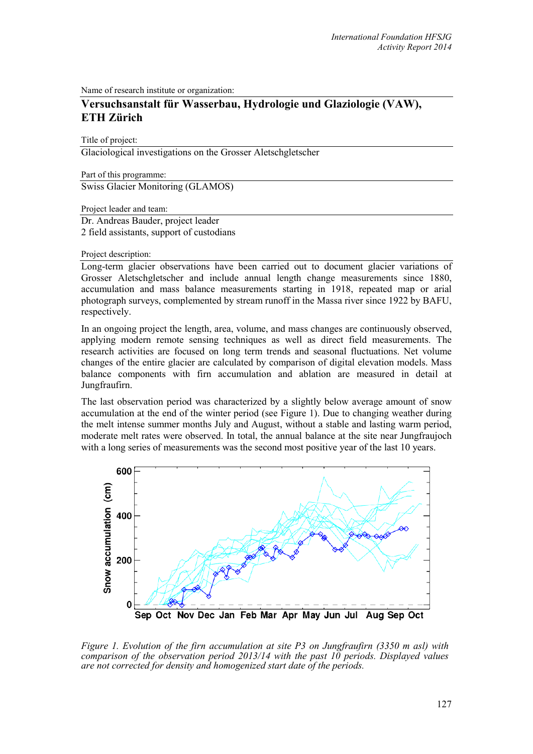Name of research institute or organization:

# Versuchsanstalt für Wasserbau, Hydrologie und Glaziologie (VAW), ETH Zürich

Title of project:

Glaciological investigations on the Grosser Aletschgletscher

Part of this programme:

Swiss Glacier Monitoring (GLAMOS)

Project leader and team:

Dr. Andreas Bauder, project leader
2 field assistants, support of custodians

Project description:

Long-term glacier observations have been carried out to document glacier variations of Grosser Aletschgletscher and include annual length change measurements since 1880, accumulation and mass balance measurements starting in 1918, repeated map or arial photograph surveys, complemented by stream runoff in the Massa river since 1922 by BAFU, respectively.

In an ongoing project the length, area, volume, and mass changes are continuously observed, applying modern remote sensing techniques as well as direct field measurements. The research activities are focused on long term trends and seasonal fluctuations. Net volume changes of the entire glacier are calculated by comparison of digital elevation models. Mass balance components with firn accumulation and ablation are measured in detail at Jungfraufirn.

The last observation period was characterized by a slightly below average amount of snow accumulation at the end of the winter period (see Figure 1). Due to changing weather during the melt intense summer months July and August, without a stable and lasting warm period, moderate melt rates were observed. In total, the annual balance at the site near Jungfraujoch with a long series of measurements was the second most positive year of the last 10 years.

*Figure 1. Evolution of the firn accumulation at site P3 on Jungfraufirn (3350 m asl) with comparison of the observation period 2013/14 with the past 10 periods. Displayed values are not corrected for density and homogenized start date of the periods.*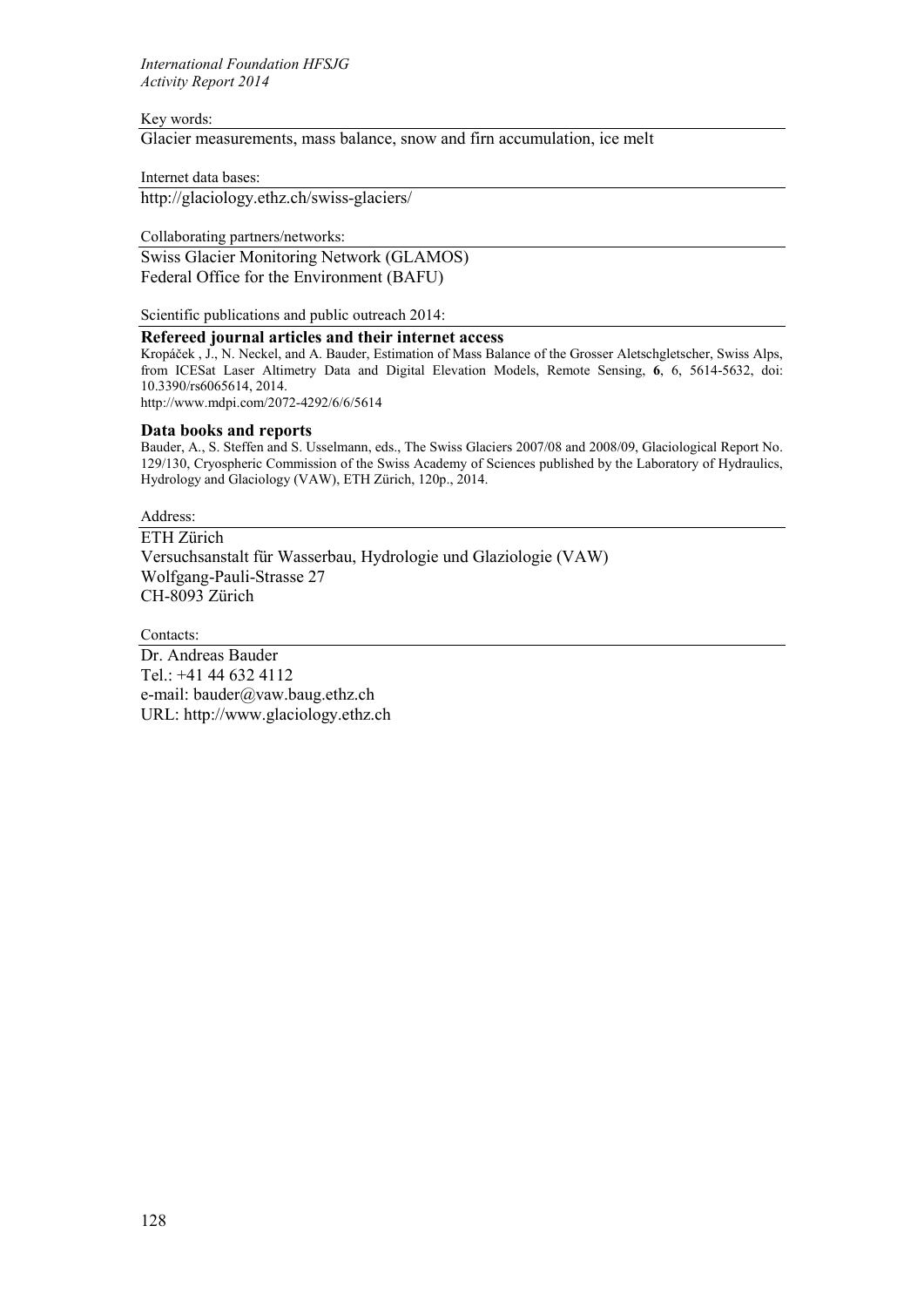Key words:

Glacier measurements, mass balance, snow and firn accumulation, ice melt

Internet data bases:

http://glaciology.ethz.ch/swiss-glaciers/

Collaborating partners/networks:

Swiss Glacier Monitoring Network (GLAMOS)
Federal Office for the Environment (BAFU)

Scientific publications and public outreach 2014:

**Refereed journal articles and their internet access**

Kropáček , J., N. Neckel, and A. Bauder, Estimation of Mass Balance of the Grosser Aletschgletscher, Swiss Alps, from ICESat Laser Altimetry Data and Digital Elevation Models, Remote Sensing, **6**, 6, 5614-5632, doi: 10.3390/rs6065614, 2014.
http://www.mdpi.com/2072-4292/6/6/5614

**Data books and reports**

Bauder, A., S. Steffen and S. Usselmann, eds., The Swiss Glaciers 2007/08 and 2008/09, Glaciological Report No. 129/130, Cryospheric Commission of the Swiss Academy of Sciences published by the Laboratory of Hydraulics, Hydrology and Glaciology (VAW), ETH Zürich, 120p., 2014.

Address:

ETH Zürich
Versuchsanstalt für Wasserbau, Hydrologie und Glaziologie (VAW)
Wolfgang-Pauli-Strasse 27
CH-8093 Zürich

Contacts:

Dr. Andreas Bauder
Tel.: +41 44 632 4112
e-mail: bauder@vaw.baug.ethz.ch
URL: http://www.glaciology.ethz.ch